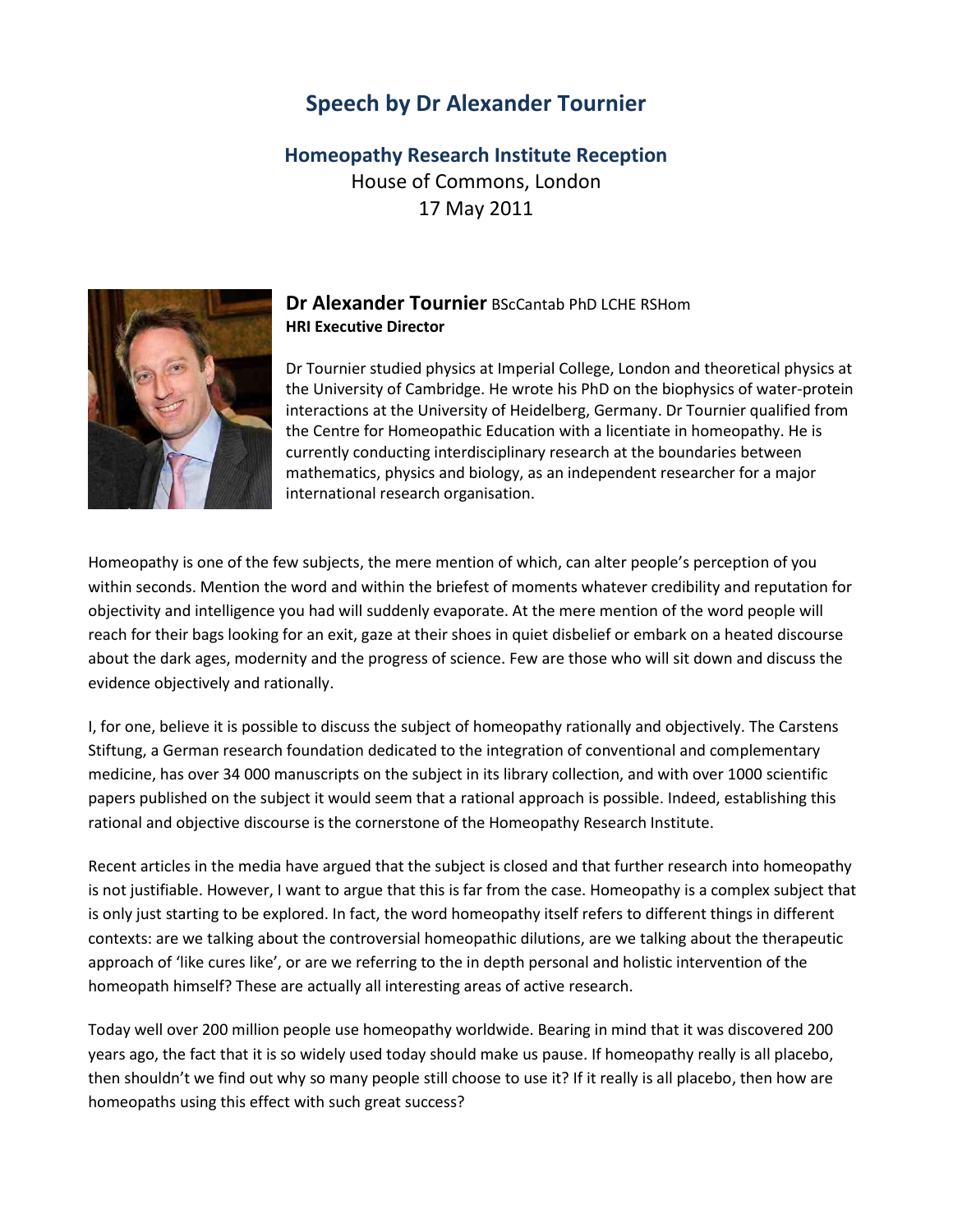# Speech by Dr Alexander Tournier

## Homeopathy Research Institute Reception

House of Commons, London
17 May 2011

**Dr Alexander Tournier** BScCantab PhD LCHE RSHom
**HRI Executive Director**

Dr Tournier studied physics at Imperial College, London and theoretical physics at the University of Cambridge. He wrote his PhD on the biophysics of water-protein interactions at the University of Heidelberg, Germany. Dr Tournier qualified from the Centre for Homeopathic Education with a licentiate in homeopathy. He is currently conducting interdisciplinary research at the boundaries between mathematics, physics and biology, as an independent researcher for a major international research organisation.

Homeopathy is one of the few subjects, the mere mention of which, can alter people's perception of you within seconds. Mention the word and within the briefest of moments whatever credibility and reputation for objectivity and intelligence you had will suddenly evaporate. At the mere mention of the word people will reach for their bags looking for an exit, gaze at their shoes in quiet disbelief or embark on a heated discourse about the dark ages, modernity and the progress of science. Few are those who will sit down and discuss the evidence objectively and rationally.

I, for one, believe it is possible to discuss the subject of homeopathy rationally and objectively. The Carstens Stiftung, a German research foundation dedicated to the integration of conventional and complementary medicine, has over 34 000 manuscripts on the subject in its library collection, and with over 1000 scientific papers published on the subject it would seem that a rational approach is possible. Indeed, establishing this rational and objective discourse is the cornerstone of the Homeopathy Research Institute.

Recent articles in the media have argued that the subject is closed and that further research into homeopathy is not justifiable. However, I want to argue that this is far from the case. Homeopathy is a complex subject that is only just starting to be explored. In fact, the word homeopathy itself refers to different things in different contexts: are we talking about the controversial homeopathic dilutions, are we talking about the therapeutic approach of 'like cures like', or are we referring to the in depth personal and holistic intervention of the homeopath himself? These are actually all interesting areas of active research.

Today well over 200 million people use homeopathy worldwide. Bearing in mind that it was discovered 200 years ago, the fact that it is so widely used today should make us pause. If homeopathy really is all placebo, then shouldn't we find out why so many people still choose to use it? If it really is all placebo, then how are homeopaths using this effect with such great success?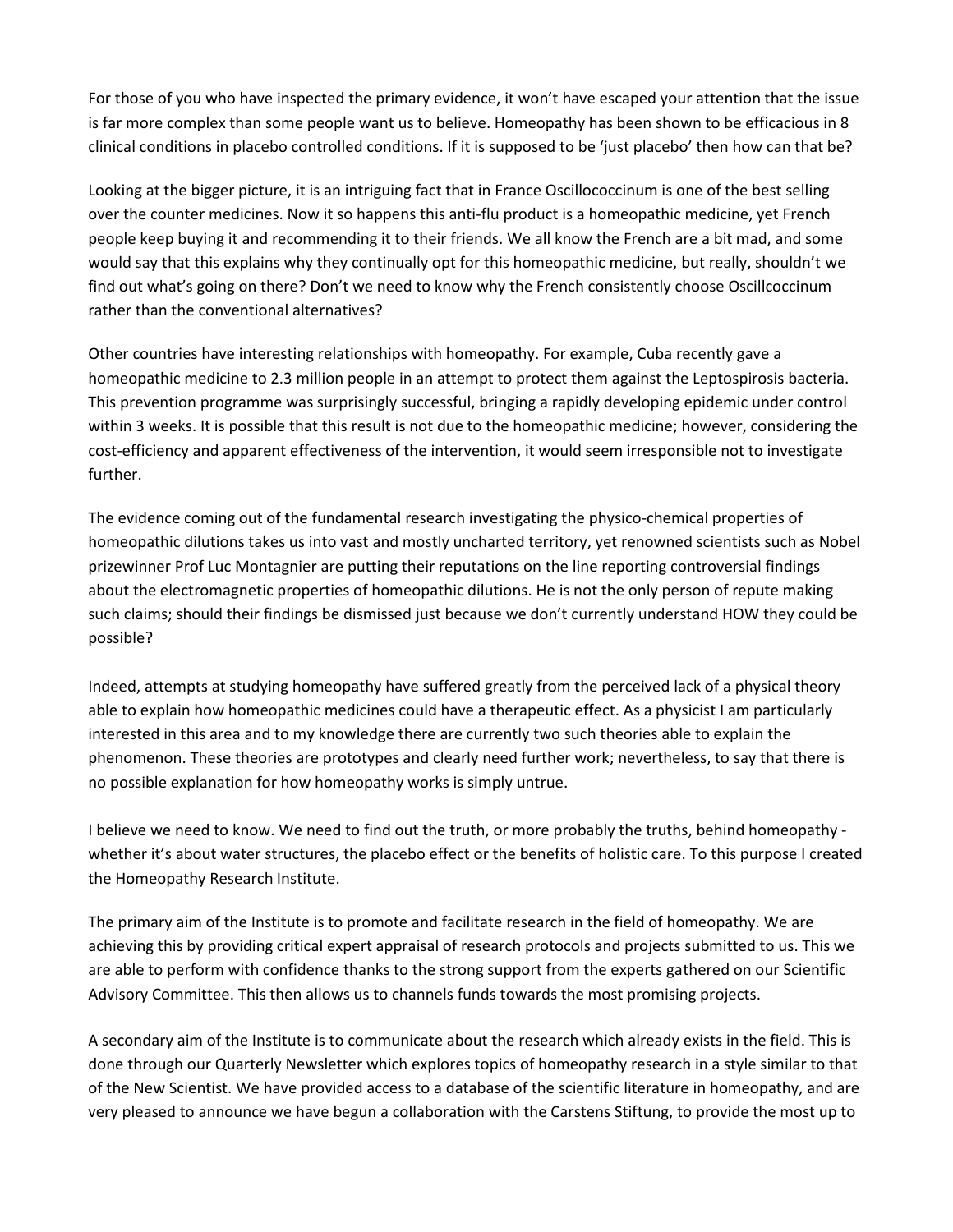For those of you who have inspected the primary evidence, it won't have escaped your attention that the issue is far more complex than some people want us to believe. Homeopathy has been shown to be efficacious in 8 clinical conditions in placebo controlled conditions. If it is supposed to be 'just placebo' then how can that be?

Looking at the bigger picture, it is an intriguing fact that in France Oscillococcinum is one of the best selling over the counter medicines. Now it so happens this anti-flu product is a homeopathic medicine, yet French people keep buying it and recommending it to their friends. We all know the French are a bit mad, and some would say that this explains why they continually opt for this homeopathic medicine, but really, shouldn't we find out what's going on there? Don't we need to know why the French consistently choose Oscillcoccinum rather than the conventional alternatives?

Other countries have interesting relationships with homeopathy. For example, Cuba recently gave a homeopathic medicine to 2.3 million people in an attempt to protect them against the Leptospirosis bacteria. This prevention programme was surprisingly successful, bringing a rapidly developing epidemic under control within 3 weeks. It is possible that this result is not due to the homeopathic medicine; however, considering the cost-efficiency and apparent effectiveness of the intervention, it would seem irresponsible not to investigate further.

The evidence coming out of the fundamental research investigating the physico-chemical properties of homeopathic dilutions takes us into vast and mostly uncharted territory, yet renowned scientists such as Nobel prizewinner Prof Luc Montagnier are putting their reputations on the line reporting controversial findings about the electromagnetic properties of homeopathic dilutions. He is not the only person of repute making such claims; should their findings be dismissed just because we don't currently understand HOW they could be possible?

Indeed, attempts at studying homeopathy have suffered greatly from the perceived lack of a physical theory able to explain how homeopathic medicines could have a therapeutic effect. As a physicist I am particularly interested in this area and to my knowledge there are currently two such theories able to explain the phenomenon. These theories are prototypes and clearly need further work; nevertheless, to say that there is no possible explanation for how homeopathy works is simply untrue.

I believe we need to know. We need to find out the truth, or more probably the truths, behind homeopathy - whether it's about water structures, the placebo effect or the benefits of holistic care. To this purpose I created the Homeopathy Research Institute.

The primary aim of the Institute is to promote and facilitate research in the field of homeopathy. We are achieving this by providing critical expert appraisal of research protocols and projects submitted to us. This we are able to perform with confidence thanks to the strong support from the experts gathered on our Scientific Advisory Committee. This then allows us to channels funds towards the most promising projects.

A secondary aim of the Institute is to communicate about the research which already exists in the field. This is done through our Quarterly Newsletter which explores topics of homeopathy research in a style similar to that of the New Scientist. We have provided access to a database of the scientific literature in homeopathy, and are very pleased to announce we have begun a collaboration with the Carstens Stiftung, to provide the most up to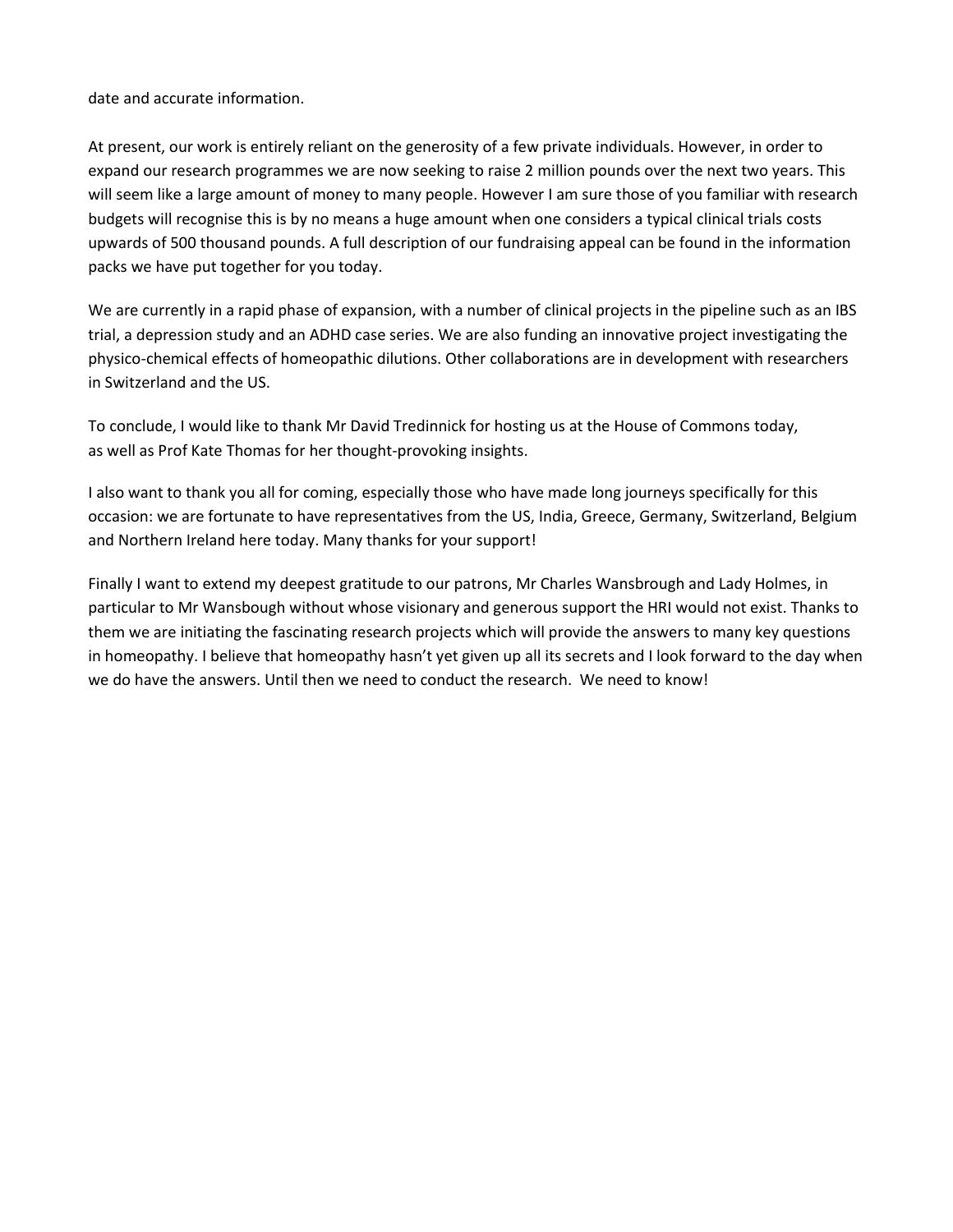date and accurate information.

At present, our work is entirely reliant on the generosity of a few private individuals. However, in order to expand our research programmes we are now seeking to raise 2 million pounds over the next two years. This will seem like a large amount of money to many people. However I am sure those of you familiar with research budgets will recognise this is by no means a huge amount when one considers a typical clinical trials costs upwards of 500 thousand pounds. A full description of our fundraising appeal can be found in the information packs we have put together for you today.

We are currently in a rapid phase of expansion, with a number of clinical projects in the pipeline such as an IBS trial, a depression study and an ADHD case series. We are also funding an innovative project investigating the physico-chemical effects of homeopathic dilutions. Other collaborations are in development with researchers in Switzerland and the US.

To conclude, I would like to thank Mr David Tredinnick for hosting us at the House of Commons today, as well as Prof Kate Thomas for her thought-provoking insights.

I also want to thank you all for coming, especially those who have made long journeys specifically for this occasion: we are fortunate to have representatives from the US, India, Greece, Germany, Switzerland, Belgium and Northern Ireland here today. Many thanks for your support!

Finally I want to extend my deepest gratitude to our patrons, Mr Charles Wansbrough and Lady Holmes, in particular to Mr Wansbough without whose visionary and generous support the HRI would not exist. Thanks to them we are initiating the fascinating research projects which will provide the answers to many key questions in homeopathy. I believe that homeopathy hasn't yet given up all its secrets and I look forward to the day when we do have the answers. Until then we need to conduct the research. We need to know!